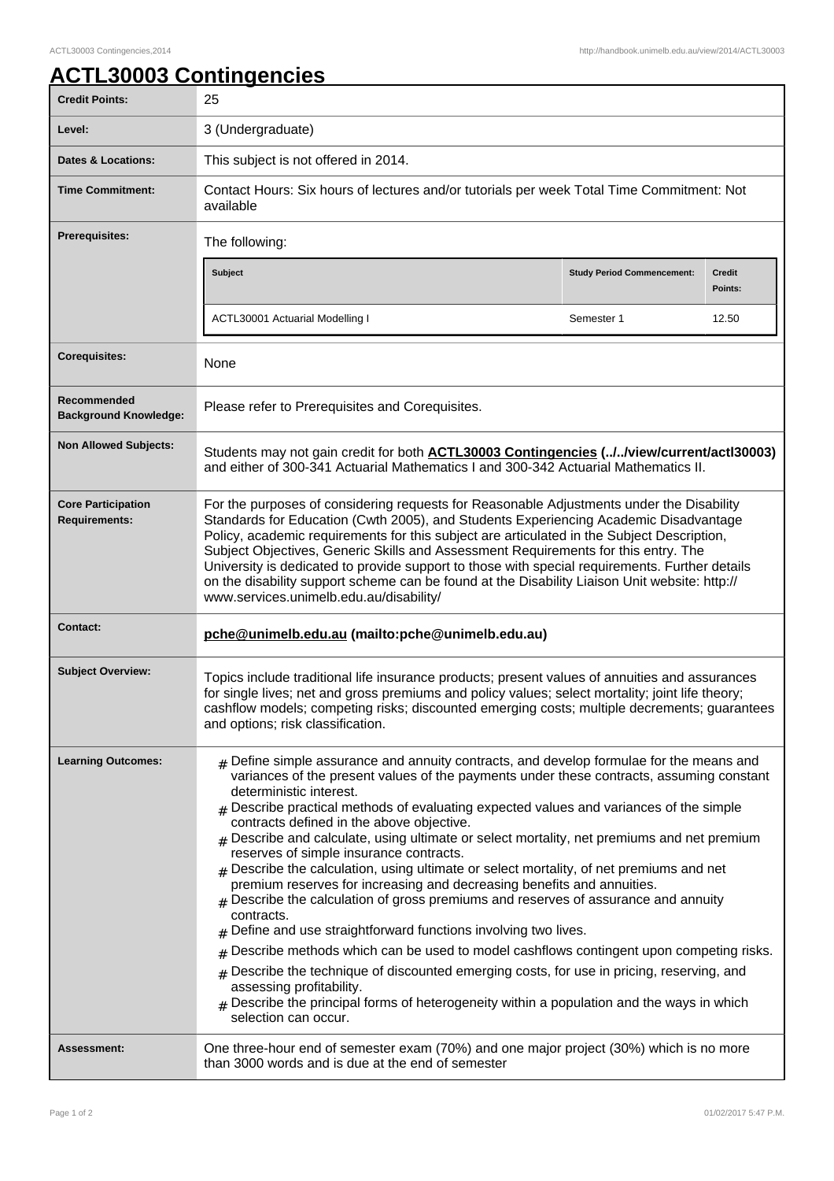# ACTL30003 Contingencies

| | |
|---|---|
| **Credit Points:** | 25 |
| **Level:** | 3 (Undergraduate) |
| **Dates & Locations:** | This subject is not offered in 2014. |
| **Time Commitment:** | Contact Hours: Six hours of lectures and/or tutorials per week Total Time Commitment: Not available |
| **Prerequisites:** | The following:<br><br>**Subject** / **Study Period Commencement:** / **Credit Points:**<br>ACTL30001 Actuarial Modelling I / Semester 1 / 12.50 |
| **Corequisites:** | None |
| **Recommended Background Knowledge:** | Please refer to Prerequisites and Corequisites. |
| **Non Allowed Subjects:** | Students may not gain credit for both **ACTL30003 Contingencies (../../view/current/actl30003)** and either of 300-341 Actuarial Mathematics I and 300-342 Actuarial Mathematics II. |
| **Core Participation Requirements:** | For the purposes of considering requests for Reasonable Adjustments under the Disability Standards for Education (Cwth 2005), and Students Experiencing Academic Disadvantage Policy, academic requirements for this subject are articulated in the Subject Description, Subject Objectives, Generic Skills and Assessment Requirements for this entry. The University is dedicated to provide support to those with special requirements. Further details on the disability support scheme can be found at the Disability Liaison Unit website: http://www.services.unimelb.edu.au/disability/ |
| **Contact:** | **pche@unimelb.edu.au (mailto:pche@unimelb.edu.au)** |
| **Subject Overview:** | Topics include traditional life insurance products; present values of annuities and assurances for single lives; net and gross premiums and policy values; select mortality; joint life theory; cashflow models; competing risks; discounted emerging costs; multiple decrements; guarantees and options; risk classification. |
| **Learning Outcomes:** | # Define simple assurance and annuity contracts, and develop formulae for the means and variances of the present values of the payments under these contracts, assuming constant deterministic interest.<br># Describe practical methods of evaluating expected values and variances of the simple contracts defined in the above objective.<br># Describe and calculate, using ultimate or select mortality, net premiums and net premium reserves of simple insurance contracts.<br># Describe the calculation, using ultimate or select mortality, of net premiums and net premium reserves for increasing and decreasing benefits and annuities.<br># Describe the calculation of gross premiums and reserves of assurance and annuity contracts.<br># Define and use straightforward functions involving two lives.<br># Describe methods which can be used to model cashflows contingent upon competing risks.<br># Describe the technique of discounted emerging costs, for use in pricing, reserving, and assessing profitability.<br># Describe the principal forms of heterogeneity within a population and the ways in which selection can occur. |
| **Assessment:** | One three-hour end of semester exam (70%) and one major project (30%) which is no more than 3000 words and is due at the end of semester |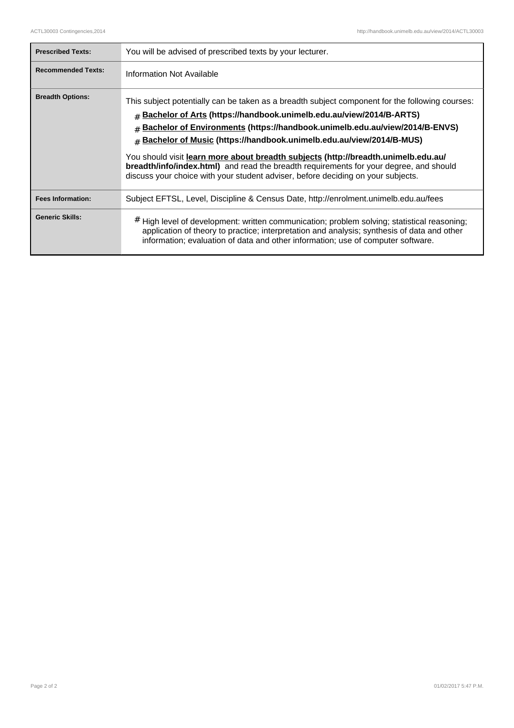| | |
|---|---|
| **Prescribed Texts:** | You will be advised of prescribed texts by your lecturer. |
| **Recommended Texts:** | Information Not Available |
| **Breadth Options:** | This subject potentially can be taken as a breadth subject component for the following courses:<br># **Bachelor of Arts (https://handbook.unimelb.edu.au/view/2014/B-ARTS)**<br># **Bachelor of Environments (https://handbook.unimelb.edu.au/view/2014/B-ENVS)**<br># **Bachelor of Music (https://handbook.unimelb.edu.au/view/2014/B-MUS)**<br>You should visit **learn more about breadth subjects (http://breadth.unimelb.edu.au/breadth/info/index.html)** and read the breadth requirements for your degree, and should discuss your choice with your student adviser, before deciding on your subjects. |
| **Fees Information:** | Subject EFTSL, Level, Discipline & Census Date, http://enrolment.unimelb.edu.au/fees |
| **Generic Skills:** | # High level of development: written communication; problem solving; statistical reasoning; application of theory to practice; interpretation and analysis; synthesis of data and other information; evaluation of data and other information; use of computer software. |